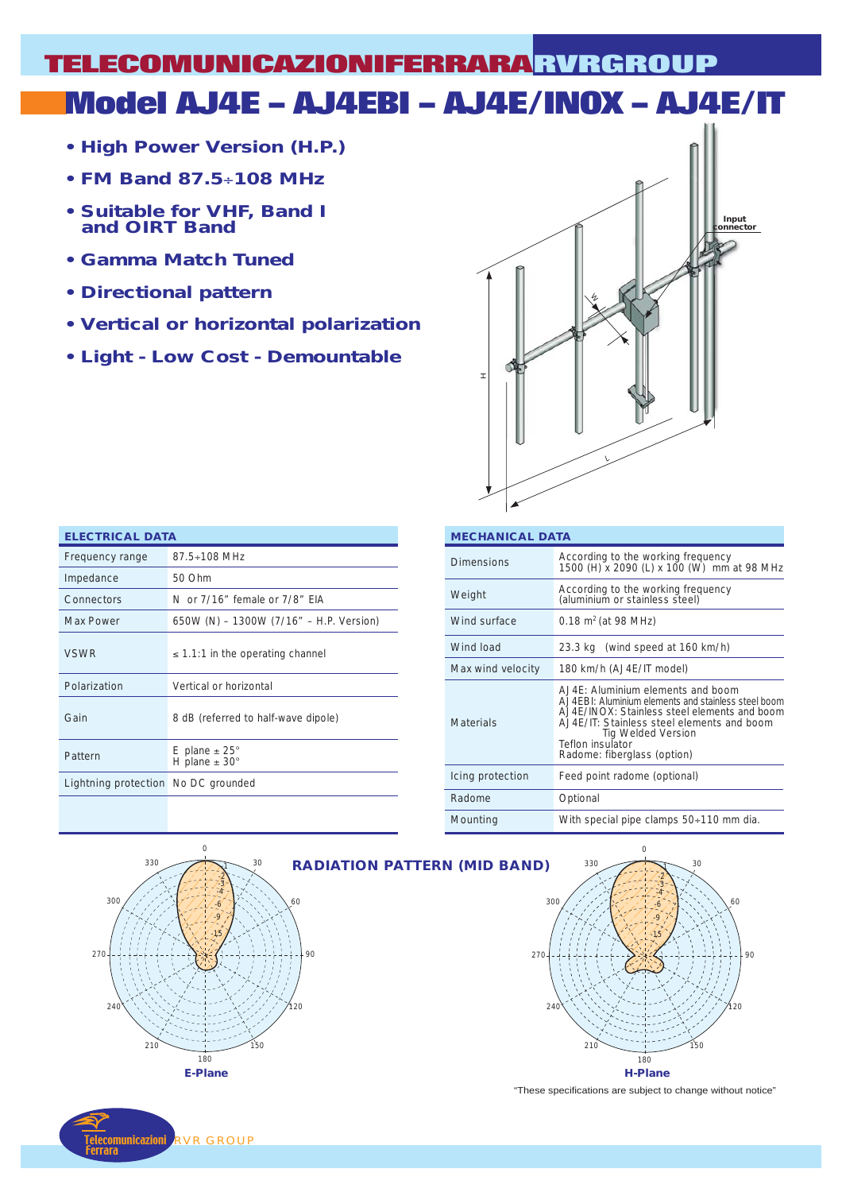# TELECOMUNICAZIONIFERRARA RVRGROUP

# Model AJ4E – AJ4EBI – AJ4E/INOX – AJ4E/IT

- **High Power Version (H.P.)**
- **FM Band 87.5÷108 MHz**
- **Suitable for VHF, Band I and OIRT Band**
- **Gamma Match Tuned**
- **Directional pattern**
- **Vertical or horizontal polarization**
- **Light - Low Cost - Demountable**

Input connector

W

H

L

| ELECTRICAL DATA | |
|---|---|
| Frequency range | 87.5÷108 MHz |
| Impedance | 50 Ohm |
| Connectors | N or 7/16" female or 7/8" EIA |
| Max Power | 650W (N) – 1300W (7/16" – H.P. Version) |
| VSWR | ≤ 1.1:1 in the operating channel |
| Polarization | Vertical or horizontal |
| Gain | 8 dB (referred to half-wave dipole) |
| Pattern | E plane ± 25°<br>H plane ± 30° |
| Lightning protection | No DC grounded |

| MECHANICAL DATA | |
|---|---|
| Dimensions | According to the working frequency<br>1500 (H) x 2090 (L) x 100 (W) mm at 98 MHz |
| Weight | According to the working frequency<br>(aluminium or stainless steel) |
| Wind surface | 0.18 m² (at 98 MHz) |
| Wind load | 23.3 kg (wind speed at 160 km/h) |
| Max wind velocity | 180 km/h (AJ4E/IT model) |
| Materials | AJ4E: Aluminium elements and boom<br>AJ4EBI: Aluminium elements and stainless steel boom<br>AJ4E/INOX: Stainless steel elements and boom<br>AJ4E/IT: Stainless steel elements and boom Tig Welded Version<br>Teflon insulator<br>Radome: fiberglass (option) |
| Icing protection | Feed point radome (optional) |
| Radome | Optional |
| Mounting | With special pipe clamps 50÷110 mm dia. |

## RADIATION PATTERN (MID BAND)

E-Plane

H-Plane

"These specifications are subject to change without notice"

Telecomunicazioni Ferrara RVR GROUP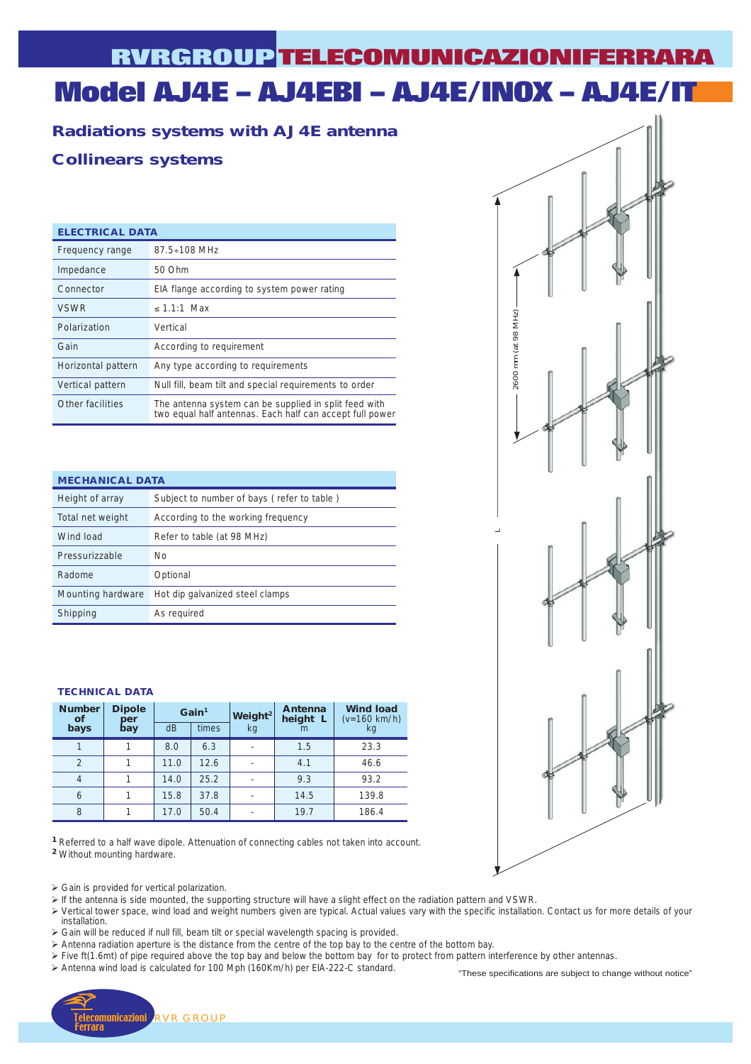# RVRGROUP TELECOMUNICAZIONIFERRARA

# Model AJ4E – AJ4EBI – AJ4E/INOX – AJ4E/IT

## Radiations systems with AJ4E antenna

## Collinears systems

| ELECTRICAL DATA | |
|---|---|
| Frequency range | 87.5÷108 MHz |
| Impedance | 50 Ohm |
| Connector | EIA flange according to system power rating |
| VSWR | ≤ 1.1:1 Max |
| Polarization | Vertical |
| Gain | According to requirement |
| Horizontal pattern | Any type according to requirements |
| Vertical pattern | Null fill, beam tilt and special requirements to order |
| Other facilities | The antenna system can be supplied in split feed with two equal half antennas. Each half can accept full power |

| MECHANICAL DATA | |
|---|---|
| Height of array | Subject to number of bays ( refer to table ) |
| Total net weight | According to the working frequency |
| Wind load | Refer to table (at 98 MHz) |
| Pressurizzable | No |
| Radome | Optional |
| Mounting hardware | Hot dip galvanized steel clamps |
| Shipping | As required |

### TECHNICAL DATA

| Number of bays | Dipole per bay | Gain[1] | | Weight[2] | Antenna height L | Wind load (v=160 km/h) |
|---|---|---|---|---|---|---|
| | | dB | times | kg | m | kg |
| 1 | 1 | 8.0 | 6.3 | - | 1.5 | 23.3 |
| 2 | 1 | 11.0 | 12.6 | - | 4.1 | 46.6 |
| 4 | 1 | 14.0 | 25.2 | - | 9.3 | 93.2 |
| 6 | 1 | 15.8 | 37.8 | - | 14.5 | 139.8 |
| 8 | 1 | 17.0 | 50.4 | - | 19.7 | 186.4 |

[1] Referred to a half wave dipole. Attenuation of connecting cables not taken into account.
[2] Without mounting hardware.

2600 mm (at 98 MHz)

L

- Gain is provided for vertical polarization.
- If the antenna is side mounted, the supporting structure will have a slight effect on the radiation pattern and VSWR.
- Vertical tower space, wind load and weight numbers given are typical. Actual values vary with the specific installation. Contact us for more details of your installation.
- Gain will be reduced if null fill, beam tilt or special wavelength spacing is provided.
- Antenna radiation aperture is the distance from the centre of the top bay to the centre of the bottom bay.
- Five ft(1.6mt) of pipe required above the top bay and below the bottom bay for to protect from pattern interference by other antennas.
- Antenna wind load is calculated for 100 Mph (160Km/h) per EIA-222-C standard.

"These specifications are subject to change without notice"

Telecomunicazioni Ferrara RVR GROUP